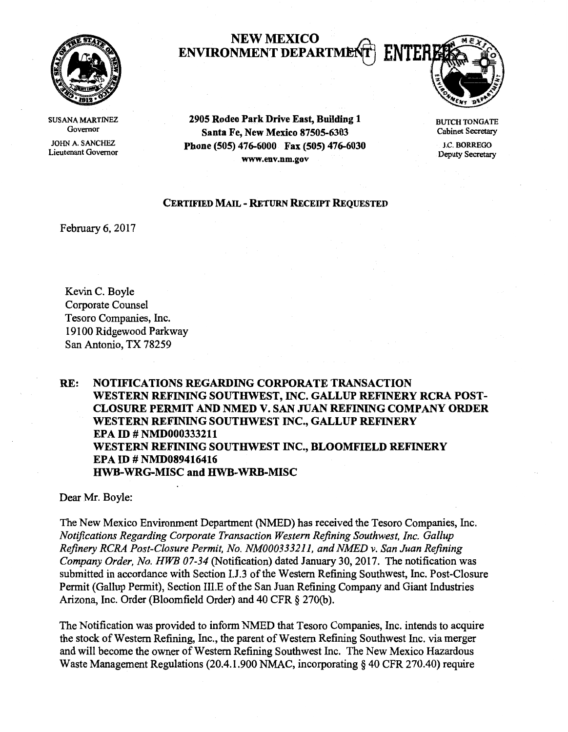# NEW MEXICO ENVIRONMENT DEPARTMENT

ENTERED

SUSANA MARTINEZ
Governor

JOHN A. SANCHEZ
Lieutenant Governor

**2905 Rodeo Park Drive East, Building 1**
**Santa Fe, New Mexico 87505-6303**
**Phone (505) 476-6000 Fax (505) 476-6030**
**www.env.nm.gov**

BUTCH TONGATE
Cabinet Secretary

J.C. BORREGO
Deputy Secretary

**CERTIFIED MAIL - RETURN RECEIPT REQUESTED**

February 6, 2017

Kevin C. Boyle
Corporate Counsel
Tesoro Companies, Inc.
19100 Ridgewood Parkway
San Antonio, TX 78259

**RE: NOTIFICATIONS REGARDING CORPORATE TRANSACTION WESTERN REFINING SOUTHWEST, INC. GALLUP REFINERY RCRA POST-CLOSURE PERMIT AND NMED V. SAN JUAN REFINING COMPANY ORDER WESTERN REFINING SOUTHWEST INC., GALLUP REFINERY EPA ID # NMD000333211 WESTERN REFINING SOUTHWEST INC., BLOOMFIELD REFINERY EPA ID # NMD089416416 HWB-WRG-MISC and HWB-WRB-MISC**

Dear Mr. Boyle:

The New Mexico Environment Department (NMED) has received the Tesoro Companies, Inc. *Notifications Regarding Corporate Transaction Western Refining Southwest, Inc. Gallup Refinery RCRA Post-Closure Permit, No. NM000333211, and NMED v. San Juan Refining Company Order, No. HWB 07-34* (Notification) dated January 30, 2017. The notification was submitted in accordance with Section I.J.3 of the Western Refining Southwest, Inc. Post-Closure Permit (Gallup Permit), Section III.E of the San Juan Refining Company and Giant Industries Arizona, Inc. Order (Bloomfield Order) and 40 CFR § 270(b).

The Notification was provided to inform NMED that Tesoro Companies, Inc. intends to acquire the stock of Western Refining, Inc., the parent of Western Refining Southwest Inc. via merger and will become the owner of Western Refining Southwest Inc. The New Mexico Hazardous Waste Management Regulations (20.4.1.900 NMAC, incorporating § 40 CFR 270.40) require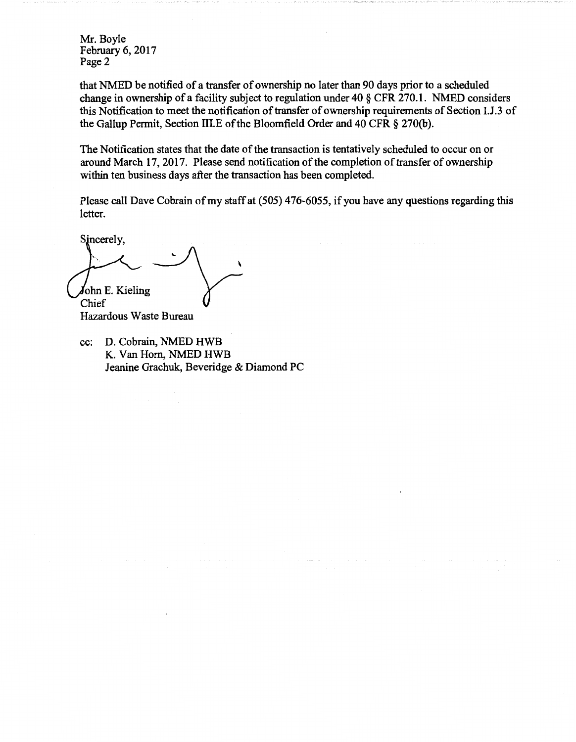that NMED be notified of a transfer of ownership no later than 90 days prior to a scheduled change in ownership of a facility subject to regulation under 40 § CFR 270.1. NMED considers this Notification to meet the notification of transfer of ownership requirements of Section I.J.3 of the Gallup Permit, Section III.E of the Bloomfield Order and 40 CFR § 270(b).

The Notification states that the date of the transaction is tentatively scheduled to occur on or around March 17, 2017. Please send notification of the completion of transfer of ownership within ten business days after the transaction has been completed.

Please call Dave Cobrain of my staff at (505) 476-6055, if you have any questions regarding this letter.

Sincerely,

John E. Kieling
Chief
Hazardous Waste Bureau

cc: D. Cobrain, NMED HWB
K. Van Horn, NMED HWB
Jeanine Grachuk, Beveridge & Diamond PC